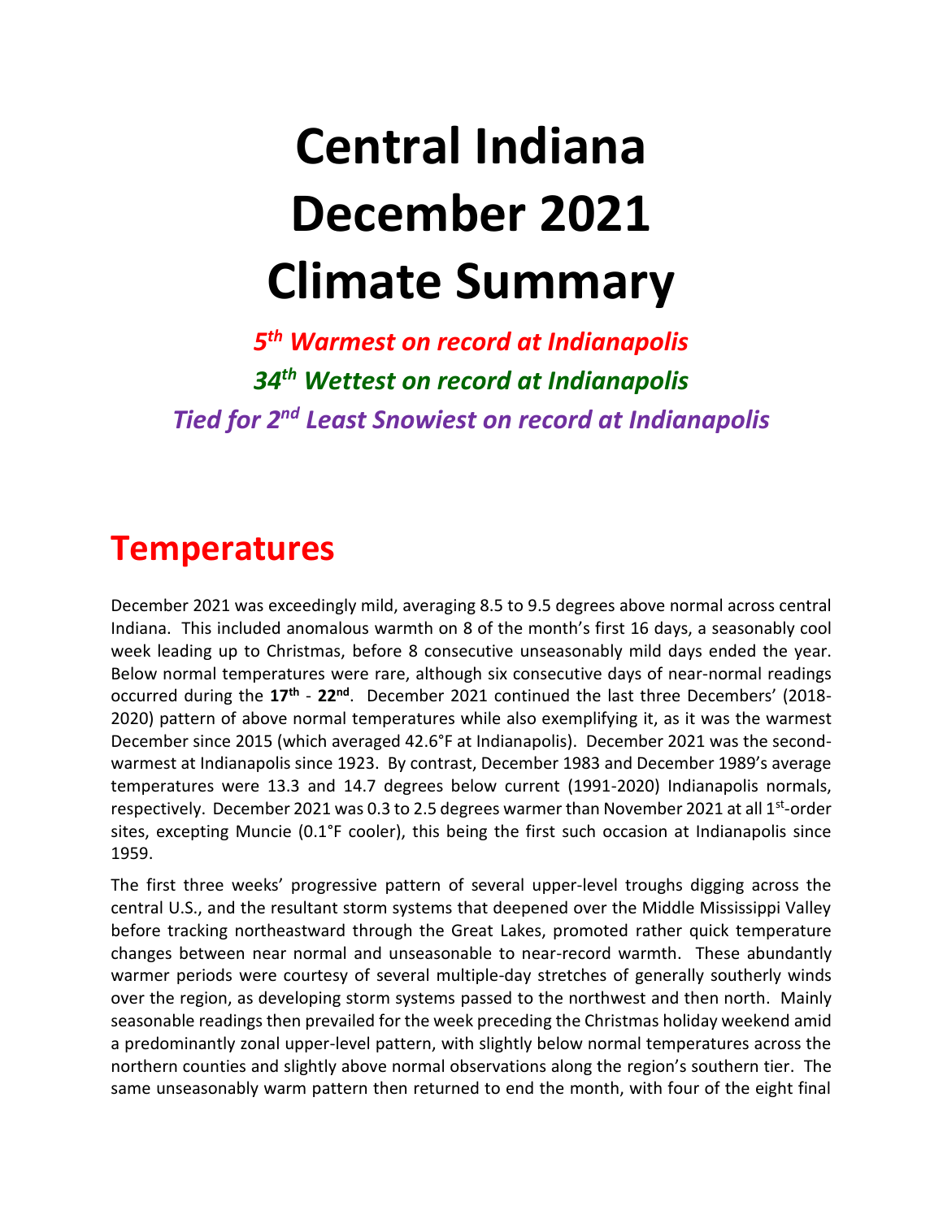# Central Indiana December 2021 Climate Summary

***5th Warmest on record at Indianapolis***

***34th Wettest on record at Indianapolis***

***Tied for 2nd Least Snowiest on record at Indianapolis***

## Temperatures

December 2021 was exceedingly mild, averaging 8.5 to 9.5 degrees above normal across central Indiana. This included anomalous warmth on 8 of the month's first 16 days, a seasonably cool week leading up to Christmas, before 8 consecutive unseasonably mild days ended the year. Below normal temperatures were rare, although six consecutive days of near-normal readings occurred during the **17th** - **22nd**. December 2021 continued the last three Decembers' (2018-2020) pattern of above normal temperatures while also exemplifying it, as it was the warmest December since 2015 (which averaged 42.6°F at Indianapolis). December 2021 was the second-warmest at Indianapolis since 1923. By contrast, December 1983 and December 1989's average temperatures were 13.3 and 14.7 degrees below current (1991-2020) Indianapolis normals, respectively. December 2021 was 0.3 to 2.5 degrees warmer than November 2021 at all 1st-order sites, excepting Muncie (0.1°F cooler), this being the first such occasion at Indianapolis since 1959.

The first three weeks' progressive pattern of several upper-level troughs digging across the central U.S., and the resultant storm systems that deepened over the Middle Mississippi Valley before tracking northeastward through the Great Lakes, promoted rather quick temperature changes between near normal and unseasonable to near-record warmth. These abundantly warmer periods were courtesy of several multiple-day stretches of generally southerly winds over the region, as developing storm systems passed to the northwest and then north. Mainly seasonable readings then prevailed for the week preceding the Christmas holiday weekend amid a predominantly zonal upper-level pattern, with slightly below normal temperatures across the northern counties and slightly above normal observations along the region's southern tier. The same unseasonably warm pattern then returned to end the month, with four of the eight final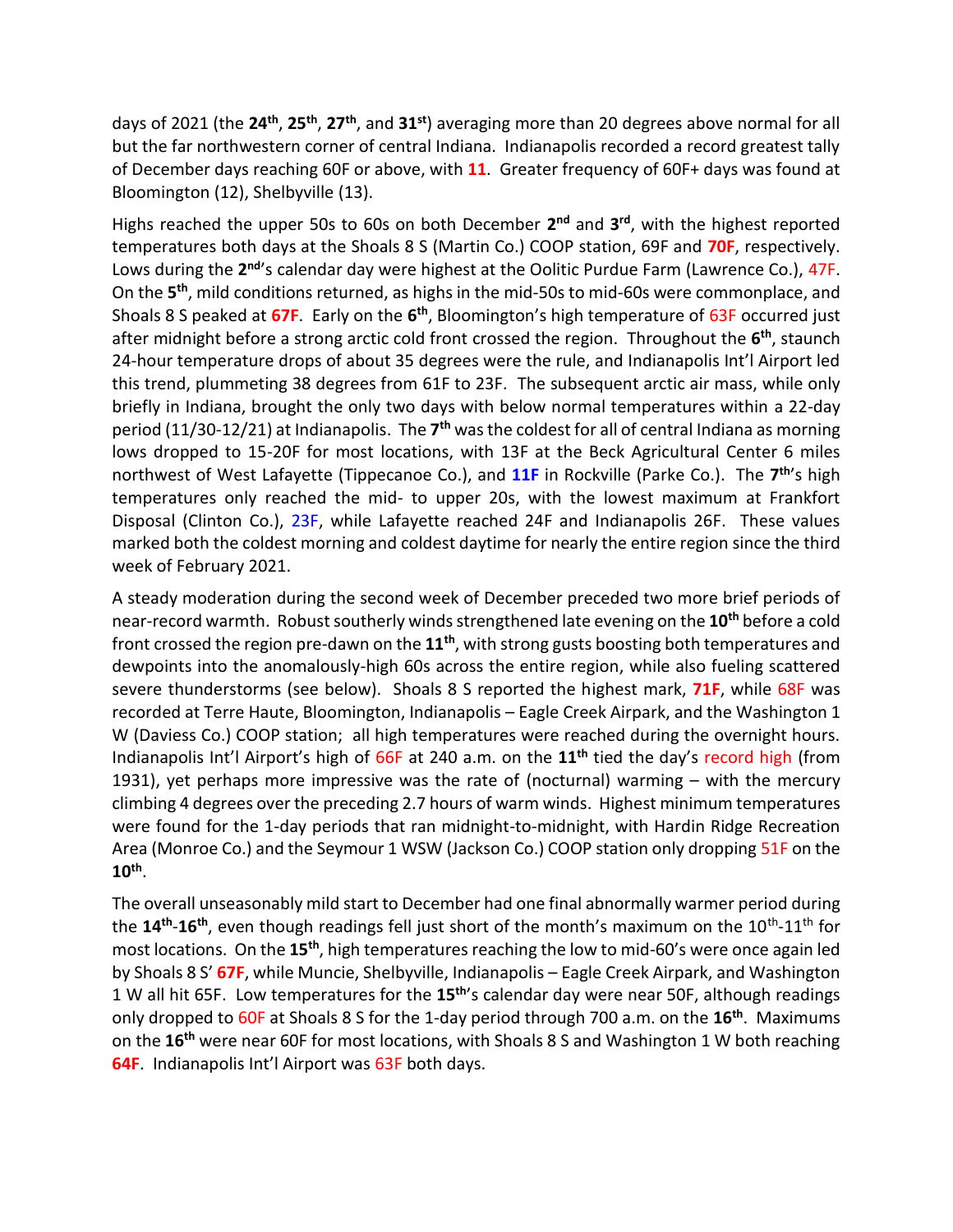days of 2021 (the **24th**, **25th**, **27th**, and **31st**) averaging more than 20 degrees above normal for all but the far northwestern corner of central Indiana. Indianapolis recorded a record greatest tally of December days reaching 60F or above, with **11**. Greater frequency of 60F+ days was found at Bloomington (12), Shelbyville (13).

Highs reached the upper 50s to 60s on both December **2nd** and **3rd**, with the highest reported temperatures both days at the Shoals 8 S (Martin Co.) COOP station, 69F and **70F**, respectively. Lows during the **2nd**'s calendar day were highest at the Oolitic Purdue Farm (Lawrence Co.), 47F. On the **5th**, mild conditions returned, as highs in the mid-50s to mid-60s were commonplace, and Shoals 8 S peaked at **67F**. Early on the **6th**, Bloomington's high temperature of 63F occurred just after midnight before a strong arctic cold front crossed the region. Throughout the **6th**, staunch 24-hour temperature drops of about 35 degrees were the rule, and Indianapolis Int'l Airport led this trend, plummeting 38 degrees from 61F to 23F. The subsequent arctic air mass, while only briefly in Indiana, brought the only two days with below normal temperatures within a 22-day period (11/30-12/21) at Indianapolis. The **7th** was the coldest for all of central Indiana as morning lows dropped to 15-20F for most locations, with 13F at the Beck Agricultural Center 6 miles northwest of West Lafayette (Tippecanoe Co.), and **11F** in Rockville (Parke Co.). The **7th**'s high temperatures only reached the mid- to upper 20s, with the lowest maximum at Frankfort Disposal (Clinton Co.), 23F, while Lafayette reached 24F and Indianapolis 26F. These values marked both the coldest morning and coldest daytime for nearly the entire region since the third week of February 2021.

A steady moderation during the second week of December preceded two more brief periods of near-record warmth. Robust southerly winds strengthened late evening on the **10th** before a cold front crossed the region pre-dawn on the **11th**, with strong gusts boosting both temperatures and dewpoints into the anomalously-high 60s across the entire region, while also fueling scattered severe thunderstorms (see below). Shoals 8 S reported the highest mark, **71F**, while 68F was recorded at Terre Haute, Bloomington, Indianapolis – Eagle Creek Airpark, and the Washington 1 W (Daviess Co.) COOP station; all high temperatures were reached during the overnight hours. Indianapolis Int'l Airport's high of 66F at 240 a.m. on the **11th** tied the day's record high (from 1931), yet perhaps more impressive was the rate of (nocturnal) warming – with the mercury climbing 4 degrees over the preceding 2.7 hours of warm winds. Highest minimum temperatures were found for the 1-day periods that ran midnight-to-midnight, with Hardin Ridge Recreation Area (Monroe Co.) and the Seymour 1 WSW (Jackson Co.) COOP station only dropping 51F on the **10th**.

The overall unseasonably mild start to December had one final abnormally warmer period during the **14th**-**16th**, even though readings fell just short of the month's maximum on the 10th-11th for most locations. On the **15th**, high temperatures reaching the low to mid-60's were once again led by Shoals 8 S' **67F**, while Muncie, Shelbyville, Indianapolis – Eagle Creek Airpark, and Washington 1 W all hit 65F. Low temperatures for the **15th**'s calendar day were near 50F, although readings only dropped to 60F at Shoals 8 S for the 1-day period through 700 a.m. on the **16th**. Maximums on the **16th** were near 60F for most locations, with Shoals 8 S and Washington 1 W both reaching **64F**. Indianapolis Int'l Airport was 63F both days.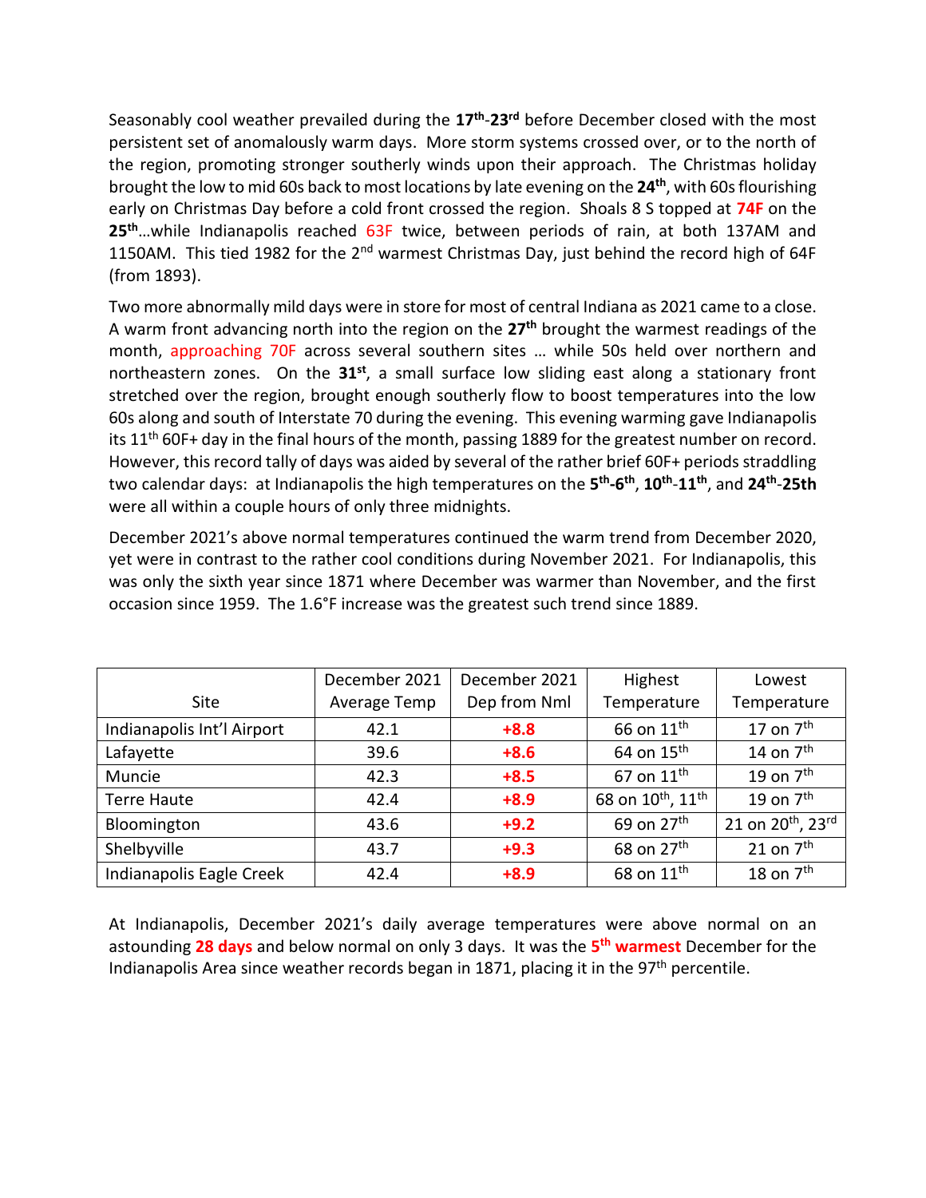Seasonably cool weather prevailed during the **17th-23rd** before December closed with the most persistent set of anomalously warm days. More storm systems crossed over, or to the north of the region, promoting stronger southerly winds upon their approach. The Christmas holiday brought the low to mid 60s back to most locations by late evening on the **24th**, with 60s flourishing early on Christmas Day before a cold front crossed the region. Shoals 8 S topped at **74F** on the **25th**…while Indianapolis reached 63F twice, between periods of rain, at both 137AM and 1150AM. This tied 1982 for the 2nd warmest Christmas Day, just behind the record high of 64F (from 1893).

Two more abnormally mild days were in store for most of central Indiana as 2021 came to a close. A warm front advancing north into the region on the **27th** brought the warmest readings of the month, approaching 70F across several southern sites … while 50s held over northern and northeastern zones. On the **31st**, a small surface low sliding east along a stationary front stretched over the region, brought enough southerly flow to boost temperatures into the low 60s along and south of Interstate 70 during the evening. This evening warming gave Indianapolis its 11th 60F+ day in the final hours of the month, passing 1889 for the greatest number on record. However, this record tally of days was aided by several of the rather brief 60F+ periods straddling two calendar days: at Indianapolis the high temperatures on the **5th-6th**, **10th-11th**, and **24th-25th** were all within a couple hours of only three midnights.

December 2021's above normal temperatures continued the warm trend from December 2020, yet were in contrast to the rather cool conditions during November 2021. For Indianapolis, this was only the sixth year since 1871 where December was warmer than November, and the first occasion since 1959. The 1.6°F increase was the greatest such trend since 1889.

| Site | December 2021 Average Temp | December 2021 Dep from Nml | Highest Temperature | Lowest Temperature |
|---|---|---|---|---|
| Indianapolis Int'l Airport | 42.1 | **+8.8** | 66 on 11th | 17 on 7th |
| Lafayette | 39.6 | **+8.6** | 64 on 15th | 14 on 7th |
| Muncie | 42.3 | **+8.5** | 67 on 11th | 19 on 7th |
| Terre Haute | 42.4 | **+8.9** | 68 on 10th, 11th | 19 on 7th |
| Bloomington | 43.6 | **+9.2** | 69 on 27th | 21 on 20th, 23rd |
| Shelbyville | 43.7 | **+9.3** | 68 on 27th | 21 on 7th |
| Indianapolis Eagle Creek | 42.4 | **+8.9** | 68 on 11th | 18 on 7th |

At Indianapolis, December 2021's daily average temperatures were above normal on an astounding **28 days** and below normal on only 3 days. It was the **5th warmest** December for the Indianapolis Area since weather records began in 1871, placing it in the 97th percentile.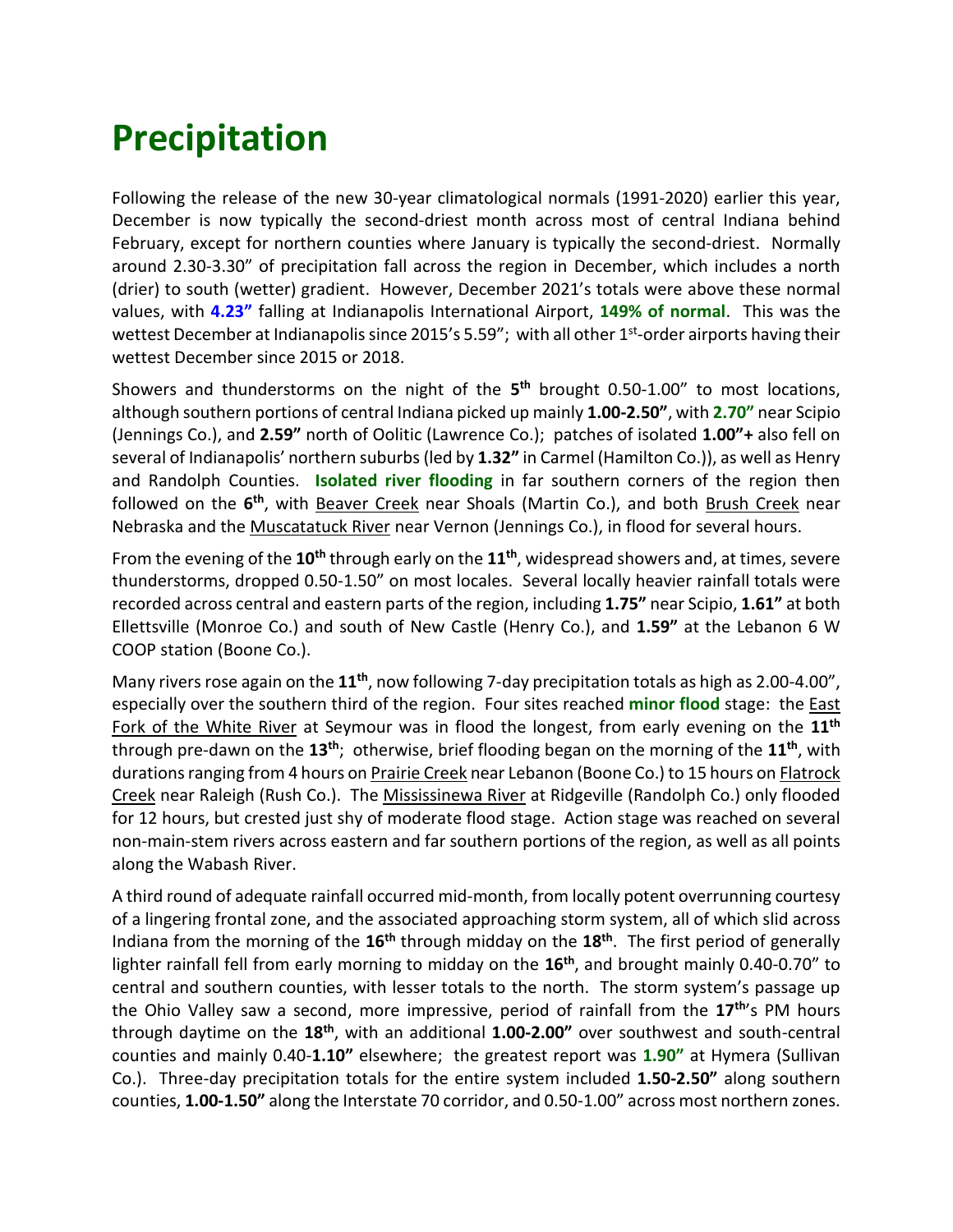# Precipitation

Following the release of the new 30-year climatological normals (1991-2020) earlier this year, December is now typically the second-driest month across most of central Indiana behind February, except for northern counties where January is typically the second-driest. Normally around 2.30-3.30" of precipitation fall across the region in December, which includes a north (drier) to south (wetter) gradient. However, December 2021's totals were above these normal values, with **4.23"** falling at Indianapolis International Airport, **149% of normal.** This was the wettest December at Indianapolis since 2015's 5.59"; with all other 1st-order airports having their wettest December since 2015 or 2018.

Showers and thunderstorms on the night of the **5th** brought 0.50-1.00" to most locations, although southern portions of central Indiana picked up mainly **1.00-2.50"**, with **2.70"** near Scipio (Jennings Co.), and **2.59"** north of Oolitic (Lawrence Co.); patches of isolated **1.00"+** also fell on several of Indianapolis' northern suburbs (led by **1.32"** in Carmel (Hamilton Co.)), as well as Henry and Randolph Counties. **Isolated river flooding** in far southern corners of the region then followed on the **6th**, with Beaver Creek near Shoals (Martin Co.), and both Brush Creek near Nebraska and the Muscatatuck River near Vernon (Jennings Co.), in flood for several hours.

From the evening of the **10th** through early on the **11th**, widespread showers and, at times, severe thunderstorms, dropped 0.50-1.50" on most locales. Several locally heavier rainfall totals were recorded across central and eastern parts of the region, including **1.75"** near Scipio, **1.61"** at both Ellettsville (Monroe Co.) and south of New Castle (Henry Co.), and **1.59"** at the Lebanon 6 W COOP station (Boone Co.).

Many rivers rose again on the **11th**, now following 7-day precipitation totals as high as 2.00-4.00", especially over the southern third of the region. Four sites reached **minor flood** stage: the East Fork of the White River at Seymour was in flood the longest, from early evening on the **11th** through pre-dawn on the **13th**; otherwise, brief flooding began on the morning of the **11th**, with durations ranging from 4 hours on Prairie Creek near Lebanon (Boone Co.) to 15 hours on Flatrock Creek near Raleigh (Rush Co.). The Mississinewa River at Ridgeville (Randolph Co.) only flooded for 12 hours, but crested just shy of moderate flood stage. Action stage was reached on several non-main-stem rivers across eastern and far southern portions of the region, as well as all points along the Wabash River.

A third round of adequate rainfall occurred mid-month, from locally potent overrunning courtesy of a lingering frontal zone, and the associated approaching storm system, all of which slid across Indiana from the morning of the **16th** through midday on the **18th**. The first period of generally lighter rainfall fell from early morning to midday on the **16th**, and brought mainly 0.40-0.70" to central and southern counties, with lesser totals to the north. The storm system's passage up the Ohio Valley saw a second, more impressive, period of rainfall from the **17th**'s PM hours through daytime on the **18th**, with an additional **1.00-2.00"** over southwest and south-central counties and mainly 0.40-**1.10"** elsewhere; the greatest report was **1.90"** at Hymera (Sullivan Co.). Three-day precipitation totals for the entire system included **1.50-2.50"** along southern counties, **1.00-1.50"** along the Interstate 70 corridor, and 0.50-1.00" across most northern zones.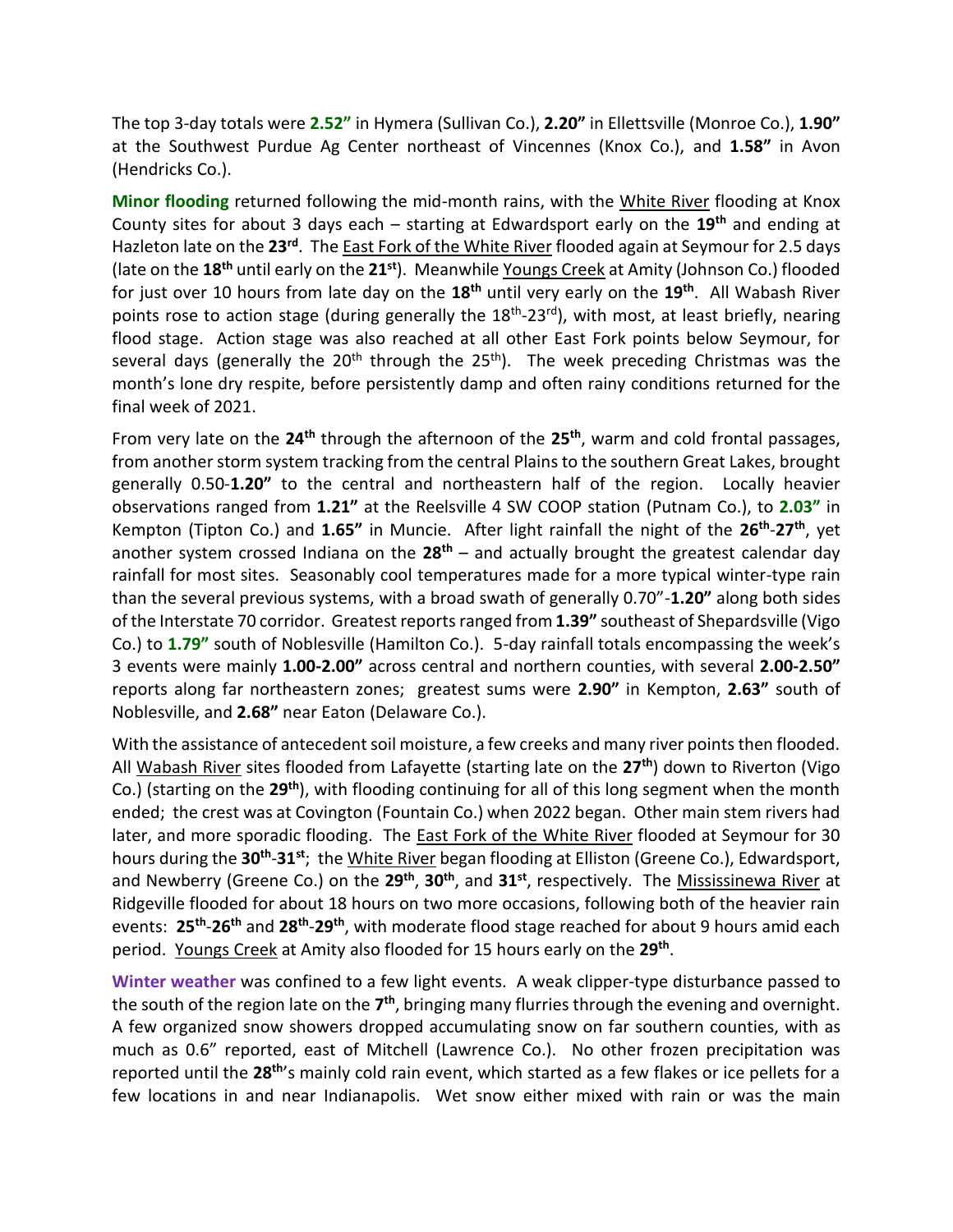The top 3-day totals were **2.52"** in Hymera (Sullivan Co.), **2.20"** in Ellettsville (Monroe Co.), **1.90"** at the Southwest Purdue Ag Center northeast of Vincennes (Knox Co.), and **1.58"** in Avon (Hendricks Co.).

**Minor flooding** returned following the mid-month rains, with the White River flooding at Knox County sites for about 3 days each – starting at Edwardsport early on the **19th** and ending at Hazleton late on the **23rd**. The East Fork of the White River flooded again at Seymour for 2.5 days (late on the **18th** until early on the **21st**). Meanwhile Youngs Creek at Amity (Johnson Co.) flooded for just over 10 hours from late day on the **18th** until very early on the **19th**. All Wabash River points rose to action stage (during generally the 18th-23rd), with most, at least briefly, nearing flood stage. Action stage was also reached at all other East Fork points below Seymour, for several days (generally the 20th through the 25th). The week preceding Christmas was the month's lone dry respite, before persistently damp and often rainy conditions returned for the final week of 2021.

From very late on the **24th** through the afternoon of the **25th**, warm and cold frontal passages, from another storm system tracking from the central Plains to the southern Great Lakes, brought generally 0.50-**1.20"** to the central and northeastern half of the region. Locally heavier observations ranged from **1.21"** at the Reelsville 4 SW COOP station (Putnam Co.), to **2.03"** in Kempton (Tipton Co.) and **1.65"** in Muncie. After light rainfall the night of the **26th**-**27th**, yet another system crossed Indiana on the **28th** – and actually brought the greatest calendar day rainfall for most sites. Seasonably cool temperatures made for a more typical winter-type rain than the several previous systems, with a broad swath of generally 0.70"-**1.20"** along both sides of the Interstate 70 corridor. Greatest reports ranged from **1.39"** southeast of Shepardsville (Vigo Co.) to **1.79"** south of Noblesville (Hamilton Co.). 5-day rainfall totals encompassing the week's 3 events were mainly **1.00-2.00"** across central and northern counties, with several **2.00-2.50"** reports along far northeastern zones; greatest sums were **2.90"** in Kempton, **2.63"** south of Noblesville, and **2.68"** near Eaton (Delaware Co.).

With the assistance of antecedent soil moisture, a few creeks and many river points then flooded. All Wabash River sites flooded from Lafayette (starting late on the **27th**) down to Riverton (Vigo Co.) (starting on the **29th**), with flooding continuing for all of this long segment when the month ended; the crest was at Covington (Fountain Co.) when 2022 began. Other main stem rivers had later, and more sporadic flooding. The East Fork of the White River flooded at Seymour for 30 hours during the **30th**-**31st**; the White River began flooding at Elliston (Greene Co.), Edwardsport, and Newberry (Greene Co.) on the **29th**, **30th**, and **31st**, respectively. The Mississinewa River at Ridgeville flooded for about 18 hours on two more occasions, following both of the heavier rain events: **25th**-**26th** and **28th**-**29th**, with moderate flood stage reached for about 9 hours amid each period. Youngs Creek at Amity also flooded for 15 hours early on the **29th**.

**Winter weather** was confined to a few light events. A weak clipper-type disturbance passed to the south of the region late on the **7th**, bringing many flurries through the evening and overnight. A few organized snow showers dropped accumulating snow on far southern counties, with as much as 0.6" reported, east of Mitchell (Lawrence Co.). No other frozen precipitation was reported until the **28th**'s mainly cold rain event, which started as a few flakes or ice pellets for a few locations in and near Indianapolis. Wet snow either mixed with rain or was the main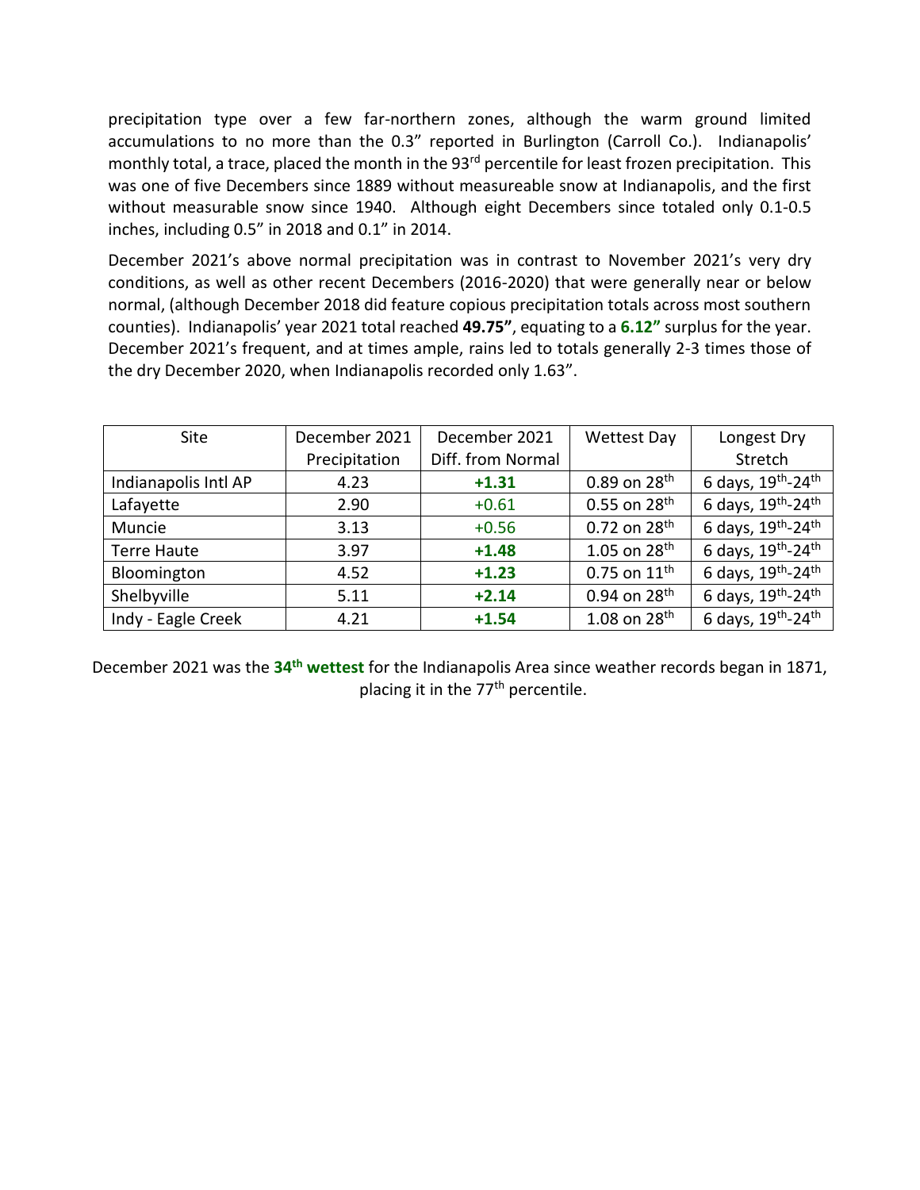precipitation type over a few far-northern zones, although the warm ground limited accumulations to no more than the 0.3” reported in Burlington (Carroll Co.). Indianapolis' monthly total, a trace, placed the month in the 93rd percentile for least frozen precipitation. This was one of five Decembers since 1889 without measureable snow at Indianapolis, and the first without measurable snow since 1940. Although eight Decembers since totaled only 0.1-0.5 inches, including 0.5” in 2018 and 0.1” in 2014.

December 2021's above normal precipitation was in contrast to November 2021's very dry conditions, as well as other recent Decembers (2016-2020) that were generally near or below normal, (although December 2018 did feature copious precipitation totals across most southern counties). Indianapolis' year 2021 total reached **49.75”**, equating to a **6.12”** surplus for the year. December 2021's frequent, and at times ample, rains led to totals generally 2-3 times those of the dry December 2020, when Indianapolis recorded only 1.63”.

| Site | December 2021 Precipitation | December 2021 Diff. from Normal | Wettest Day | Longest Dry Stretch |
|---|---|---|---|---|
| Indianapolis Intl AP | 4.23 | **+1.31** | 0.89 on 28th | 6 days, 19th-24th |
| Lafayette | 2.90 | +0.61 | 0.55 on 28th | 6 days, 19th-24th |
| Muncie | 3.13 | +0.56 | 0.72 on 28th | 6 days, 19th-24th |
| Terre Haute | 3.97 | **+1.48** | 1.05 on 28th | 6 days, 19th-24th |
| Bloomington | 4.52 | **+1.23** | 0.75 on 11th | 6 days, 19th-24th |
| Shelbyville | 5.11 | **+2.14** | 0.94 on 28th | 6 days, 19th-24th |
| Indy - Eagle Creek | 4.21 | **+1.54** | 1.08 on 28th | 6 days, 19th-24th |

December 2021 was the **34th wettest** for the Indianapolis Area since weather records began in 1871, placing it in the 77th percentile.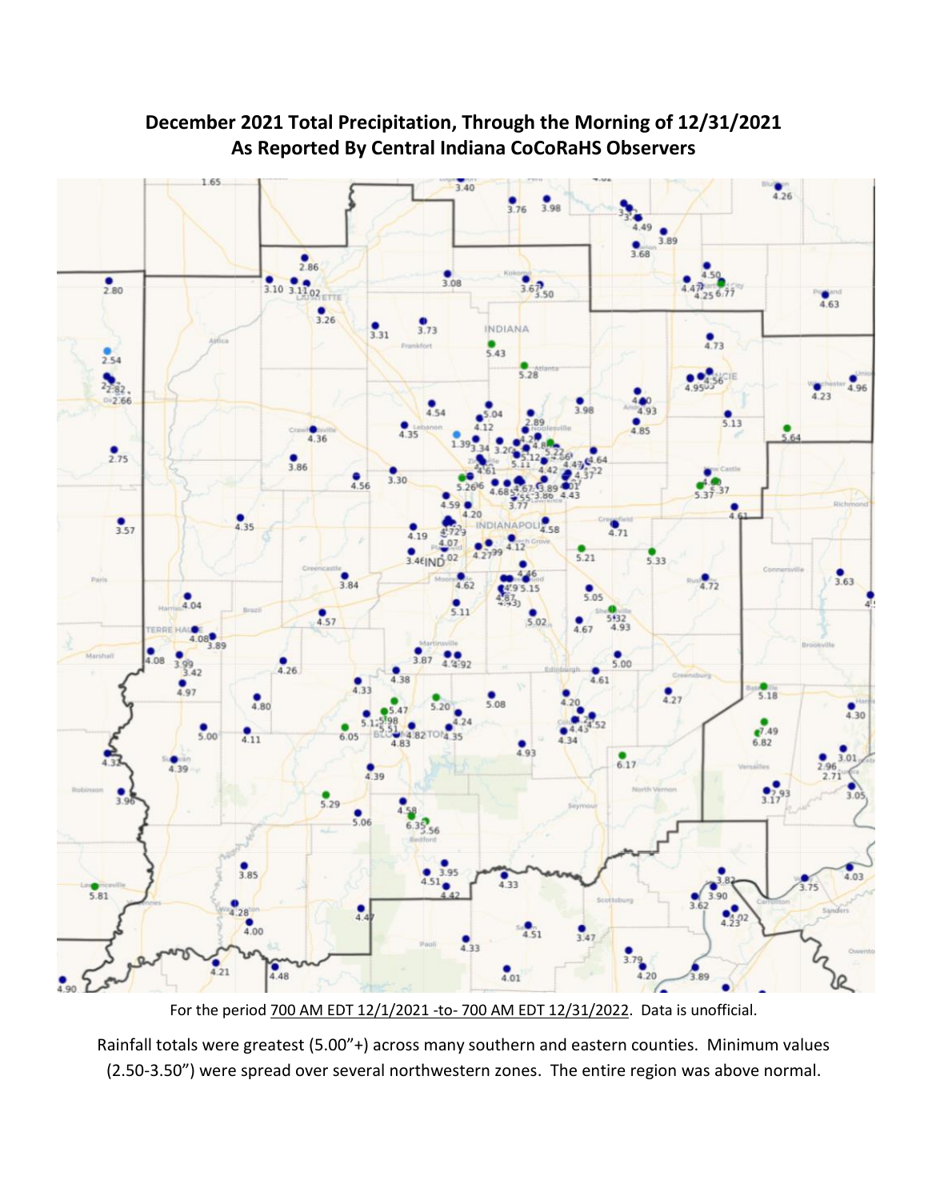**December 2021 Total Precipitation, Through the Morning of 12/31/2021**
**As Reported By Central Indiana CoCoRaHS Observers**

For the period 700 AM EDT 12/1/2021 -to- 700 AM EDT 12/31/2022. Data is unofficial.

Rainfall totals were greatest (5.00"+) across many southern and eastern counties. Minimum values (2.50-3.50") were spread over several northwestern zones. The entire region was above normal.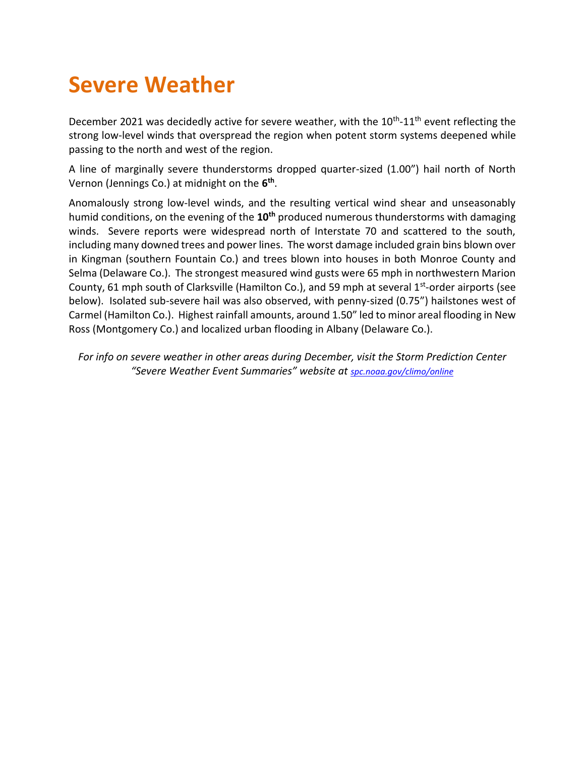# Severe Weather

December 2021 was decidedly active for severe weather, with the 10th-11th event reflecting the strong low-level winds that overspread the region when potent storm systems deepened while passing to the north and west of the region.

A line of marginally severe thunderstorms dropped quarter-sized (1.00") hail north of North Vernon (Jennings Co.) at midnight on the **6th**.

Anomalously strong low-level winds, and the resulting vertical wind shear and unseasonably humid conditions, on the evening of the **10th** produced numerous thunderstorms with damaging winds. Severe reports were widespread north of Interstate 70 and scattered to the south, including many downed trees and power lines. The worst damage included grain bins blown over in Kingman (southern Fountain Co.) and trees blown into houses in both Monroe County and Selma (Delaware Co.). The strongest measured wind gusts were 65 mph in northwestern Marion County, 61 mph south of Clarksville (Hamilton Co.), and 59 mph at several 1st-order airports (see below). Isolated sub-severe hail was also observed, with penny-sized (0.75") hailstones west of Carmel (Hamilton Co.). Highest rainfall amounts, around 1.50" led to minor areal flooding in New Ross (Montgomery Co.) and localized urban flooding in Albany (Delaware Co.).

*For info on severe weather in other areas during December, visit the Storm Prediction Center "Severe Weather Event Summaries" website at [spc.noaa.gov/climo/online](spc.noaa.gov/climo/online)*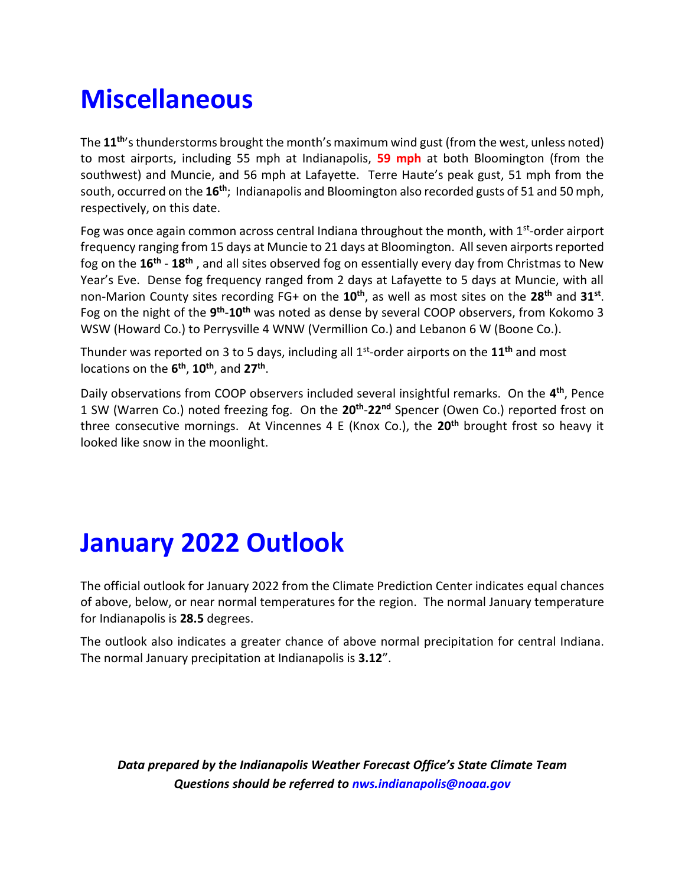# Miscellaneous

The **11th**'s thunderstorms brought the month's maximum wind gust (from the west, unless noted) to most airports, including 55 mph at Indianapolis, **59 mph** at both Bloomington (from the southwest) and Muncie, and 56 mph at Lafayette. Terre Haute's peak gust, 51 mph from the south, occurred on the **16th**; Indianapolis and Bloomington also recorded gusts of 51 and 50 mph, respectively, on this date.

Fog was once again common across central Indiana throughout the month, with 1st-order airport frequency ranging from 15 days at Muncie to 21 days at Bloomington. All seven airports reported fog on the **16th** - **18th** , and all sites observed fog on essentially every day from Christmas to New Year's Eve. Dense fog frequency ranged from 2 days at Lafayette to 5 days at Muncie, with all non-Marion County sites recording FG+ on the **10th**, as well as most sites on the **28th** and **31st**. Fog on the night of the **9th**-**10th** was noted as dense by several COOP observers, from Kokomo 3 WSW (Howard Co.) to Perrysville 4 WNW (Vermillion Co.) and Lebanon 6 W (Boone Co.).

Thunder was reported on 3 to 5 days, including all 1st-order airports on the **11th** and most locations on the **6th**, **10th**, and **27th**.

Daily observations from COOP observers included several insightful remarks. On the **4th**, Pence 1 SW (Warren Co.) noted freezing fog. On the **20th**-**22nd** Spencer (Owen Co.) reported frost on three consecutive mornings. At Vincennes 4 E (Knox Co.), the **20th** brought frost so heavy it looked like snow in the moonlight.

# January 2022 Outlook

The official outlook for January 2022 from the Climate Prediction Center indicates equal chances of above, below, or near normal temperatures for the region. The normal January temperature for Indianapolis is **28.5** degrees.

The outlook also indicates a greater chance of above normal precipitation for central Indiana. The normal January precipitation at Indianapolis is **3.12**".

***Data prepared by the Indianapolis Weather Forecast Office's State Climate Team***
***Questions should be referred to nws.indianapolis@noaa.gov***